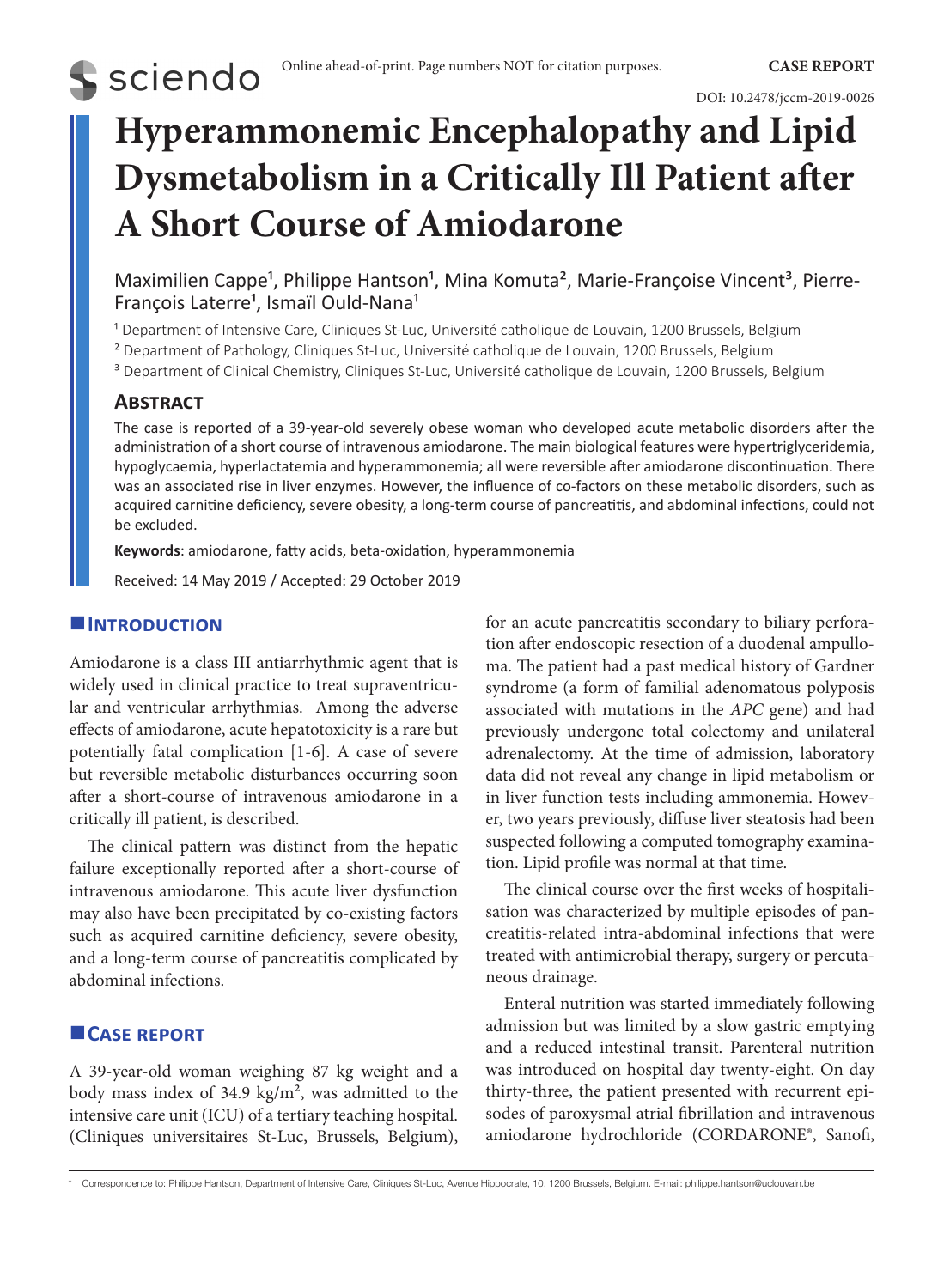CASE REPORT

DOI: 10.2478/jccm-2019-0026

# Hyperammonemic Encephalopathy and Lipid Dysmetabolism in a Critically Ill Patient after A Short Course of Amiodarone

Maximilien Cappe[1], Philippe Hantson[1], Mina Komuta[2], Marie-Françoise Vincent[3], Pierre-François Laterre[1], Ismaïl Ould-Nana[1]

[1] Department of Intensive Care, Cliniques St-Luc, Université catholique de Louvain, 1200 Brussels, Belgium

[2] Department of Pathology, Cliniques St-Luc, Université catholique de Louvain, 1200 Brussels, Belgium

[3] Department of Clinical Chemistry, Cliniques St-Luc, Université catholique de Louvain, 1200 Brussels, Belgium

## Abstract

The case is reported of a 39-year-old severely obese woman who developed acute metabolic disorders after the administration of a short course of intravenous amiodarone. The main biological features were hypertriglyceridemia, hypoglycaemia, hyperlactatemia and hyperammonemia; all were reversible after amiodarone discontinuation. There was an associated rise in liver enzymes. However, the influence of co-factors on these metabolic disorders, such as acquired carnitine deficiency, severe obesity, a long-term course of pancreatitis, and abdominal infections, could not be excluded.

**Keywords**: amiodarone, fatty acids, beta-oxidation, hyperammonemia

Received: 14 May 2019 / Accepted: 29 October 2019

## Introduction

Amiodarone is a class III antiarrhythmic agent that is widely used in clinical practice to treat supraventricular and ventricular arrhythmias. Among the adverse effects of amiodarone, acute hepatotoxicity is a rare but potentially fatal complication [1-6]. A case of severe but reversible metabolic disturbances occurring soon after a short-course of intravenous amiodarone in a critically ill patient, is described.

The clinical pattern was distinct from the hepatic failure exceptionally reported after a short-course of intravenous amiodarone. This acute liver dysfunction may also have been precipitated by co-existing factors such as acquired carnitine deficiency, severe obesity, and a long-term course of pancreatitis complicated by abdominal infections.

## Case report

A 39-year-old woman weighing 87 kg weight and a body mass index of 34.9 kg/m², was admitted to the intensive care unit (ICU) of a tertiary teaching hospital. (Cliniques universitaires St-Luc, Brussels, Belgium), for an acute pancreatitis secondary to biliary perforation after endoscopic resection of a duodenal ampulloma. The patient had a past medical history of Gardner syndrome (a form of familial adenomatous polyposis associated with mutations in the *APC* gene) and had previously undergone total colectomy and unilateral adrenalectomy. At the time of admission, laboratory data did not reveal any change in lipid metabolism or in liver function tests including ammonemia. However, two years previously, diffuse liver steatosis had been suspected following a computed tomography examination. Lipid profile was normal at that time.

The clinical course over the first weeks of hospitalisation was characterized by multiple episodes of pancreatitis-related intra-abdominal infections that were treated with antimicrobial therapy, surgery or percutaneous drainage.

Enteral nutrition was started immediately following admission but was limited by a slow gastric emptying and a reduced intestinal transit. Parenteral nutrition was introduced on hospital day twenty-eight. On day thirty-three, the patient presented with recurrent episodes of paroxysmal atrial fibrillation and intravenous amiodarone hydrochloride (CORDARONE®, Sanofi,

* Correspondence to: Philippe Hantson, Department of Intensive Care, Cliniques St-Luc, Avenue Hippocrate, 10, 1200 Brussels, Belgium. E-mail: philippe.hantson@uclouvain.be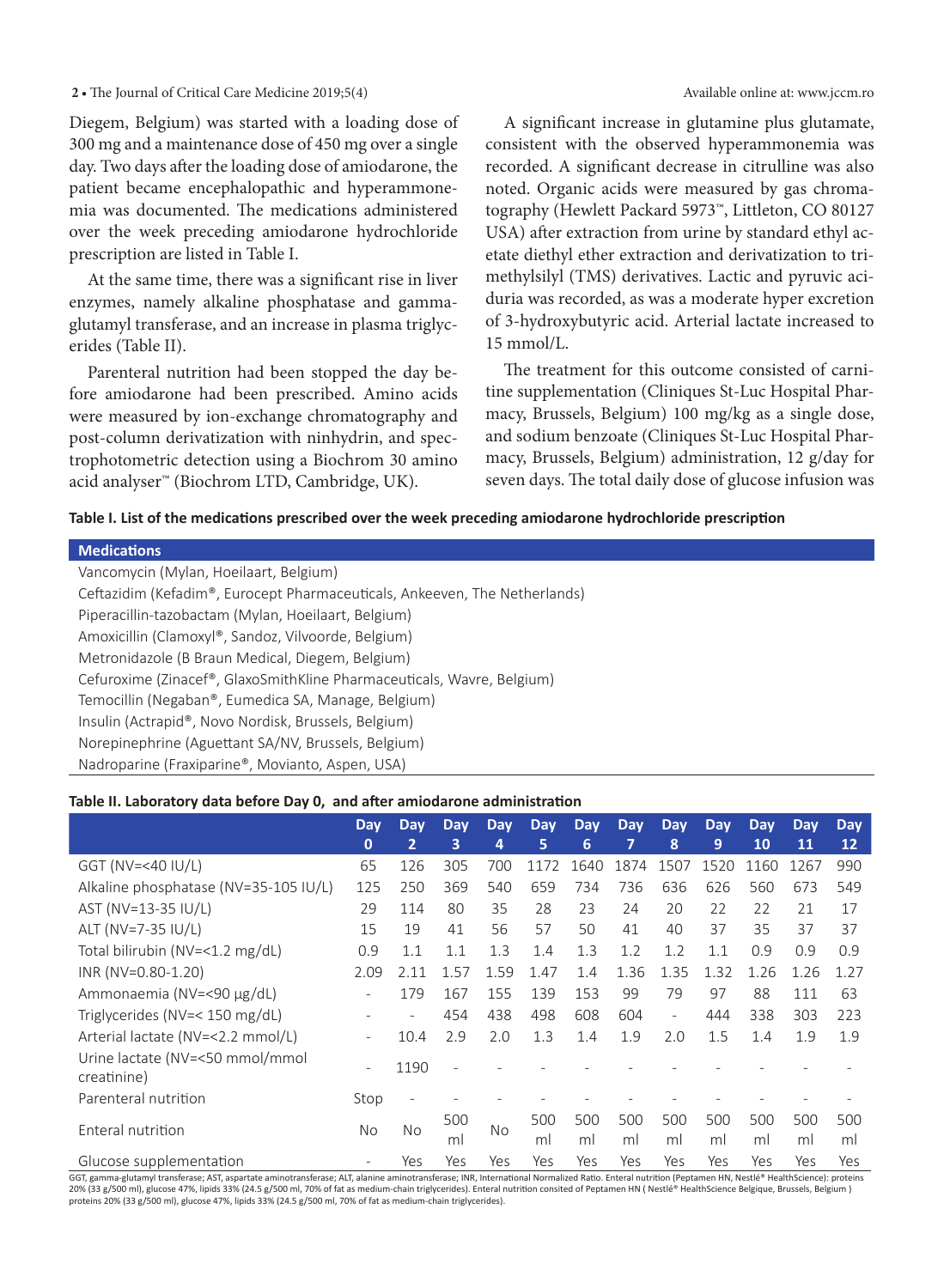Diegem, Belgium) was started with a loading dose of 300 mg and a maintenance dose of 450 mg over a single day. Two days after the loading dose of amiodarone, the patient became encephalopathic and hyperammonemia was documented. The medications administered over the week preceding amiodarone hydrochloride prescription are listed in Table I.

At the same time, there was a significant rise in liver enzymes, namely alkaline phosphatase and gamma-glutamyl transferase, and an increase in plasma triglycerides (Table II).

Parenteral nutrition had been stopped the day before amiodarone had been prescribed. Amino acids were measured by ion-exchange chromatography and post-column derivatization with ninhydrin, and spectrophotometric detection using a Biochrom 30 amino acid analyser™ (Biochrom LTD, Cambridge, UK).

A significant increase in glutamine plus glutamate, consistent with the observed hyperammonemia was recorded. A significant decrease in citrulline was also noted. Organic acids were measured by gas chromatography (Hewlett Packard 5973™, Littleton, CO 80127 USA) after extraction from urine by standard ethyl acetate diethyl ether extraction and derivatization to trimethylsilyl (TMS) derivatives. Lactic and pyruvic aciduria was recorded, as was a moderate hyper excretion of 3-hydroxybutyric acid. Arterial lactate increased to 15 mmol/L.

The treatment for this outcome consisted of carnitine supplementation (Cliniques St-Luc Hospital Pharmacy, Brussels, Belgium) 100 mg/kg as a single dose, and sodium benzoate (Cliniques St-Luc Hospital Pharmacy, Brussels, Belgium) administration, 12 g/day for seven days. The total daily dose of glucose infusion was

**Table I. List of the medications prescribed over the week preceding amiodarone hydrochloride prescription**

| Medications |
|---|
| Vancomycin (Mylan, Hoeilaart, Belgium) |
| Ceftazidim (Kefadim®, Eurocept Pharmaceuticals, Ankeveen, The Netherlands) |
| Piperacillin-tazobactam (Mylan, Hoeilaart, Belgium) |
| Amoxicillin (Clamoxyl®, Sandoz, Vilvoorde, Belgium) |
| Metronidazole (B Braun Medical, Diegem, Belgium) |
| Cefuroxime (Zinacef®, GlaxoSmithKline Pharmaceuticals, Wavre, Belgium) |
| Temocillin (Negaban®, Eumedica SA, Manage, Belgium) |
| Insulin (Actrapid®, Novo Nordisk, Brussels, Belgium) |
| Norepinephrine (Aguettant SA/NV, Brussels, Belgium) |
| Nadroparine (Fraxiparine®, Movianto, Aspen, USA) |

**Table II. Laboratory data before Day 0, and after amiodarone administration**

| | Day 0 | Day 2 | Day 3 | Day 4 | Day 5 | Day 6 | Day 7 | Day 8 | Day 9 | Day 10 | Day 11 | Day 12 |
|---|---|---|---|---|---|---|---|---|---|---|---|---|
| GGT (NV=<40 IU/L) | 65 | 126 | 305 | 700 | 1172 | 1640 | 1874 | 1507 | 1520 | 1160 | 1267 | 990 |
| Alkaline phosphatase (NV=35-105 IU/L) | 125 | 250 | 369 | 540 | 659 | 734 | 736 | 636 | 626 | 560 | 673 | 549 |
| AST (NV=13-35 IU/L) | 29 | 114 | 80 | 35 | 28 | 23 | 24 | 20 | 22 | 22 | 21 | 17 |
| ALT (NV=7-35 IU/L) | 15 | 19 | 41 | 56 | 57 | 50 | 41 | 40 | 37 | 35 | 37 | 37 |
| Total bilirubin (NV=<1.2 mg/dL) | 0.9 | 1.1 | 1.1 | 1.3 | 1.4 | 1.3 | 1.2 | 1.2 | 1.1 | 0.9 | 0.9 | 0.9 |
| INR (NV=0.80-1.20) | 2.09 | 2.11 | 1.57 | 1.59 | 1.47 | 1.4 | 1.36 | 1.35 | 1.32 | 1.26 | 1.26 | 1.27 |
| Ammonaemia (NV=<90 µg/dL) | - | 179 | 167 | 155 | 139 | 153 | 99 | 79 | 97 | 88 | 111 | 63 |
| Triglycerides (NV=< 150 mg/dL) | - | - | 454 | 438 | 498 | 608 | 604 | - | 444 | 338 | 303 | 223 |
| Arterial lactate (NV=<2.2 mmol/L) | - | 10.4 | 2.9 | 2.0 | 1.3 | 1.4 | 1.9 | 2.0 | 1.5 | 1.4 | 1.9 | 1.9 |
| Urine lactate (NV=<50 mmol/mmol creatinine) | - | 1190 | - | - | - | - | - | - | - | - | - | - |
| Parenteral nutrition | Stop | - | - | - | - | - | - | - | - | - | - | - |
| Enteral nutrition | No | No | 500 ml | No | 500 ml | 500 ml | 500 ml | 500 ml | 500 ml | 500 ml | 500 ml | 500 ml |
| Glucose supplementation | - | Yes | Yes | Yes | Yes | Yes | Yes | Yes | Yes | Yes | Yes | Yes |

GGT, gamma-glutamyl transferase; AST, aspartate aminotransferase; ALT, alanine aminotransferase; INR, International Normalized Ratio. Enteral nutrition (Peptamen HN, Nestlé® HealthScience): proteins 20% (33 g/500 ml), glucose 47%, lipids 33% (24.5 g/500 ml, 70% of fat as medium-chain triglycerides). Enteral nutrition consited of Peptamen HN ( Nestlé® HealthScience Belgique, Brussels, Belgium ) proteins 20% (33 g/500 ml), glucose 47%, lipids 33% (24.5 g/500 ml, 70% of fat as medium-chain triglycerides).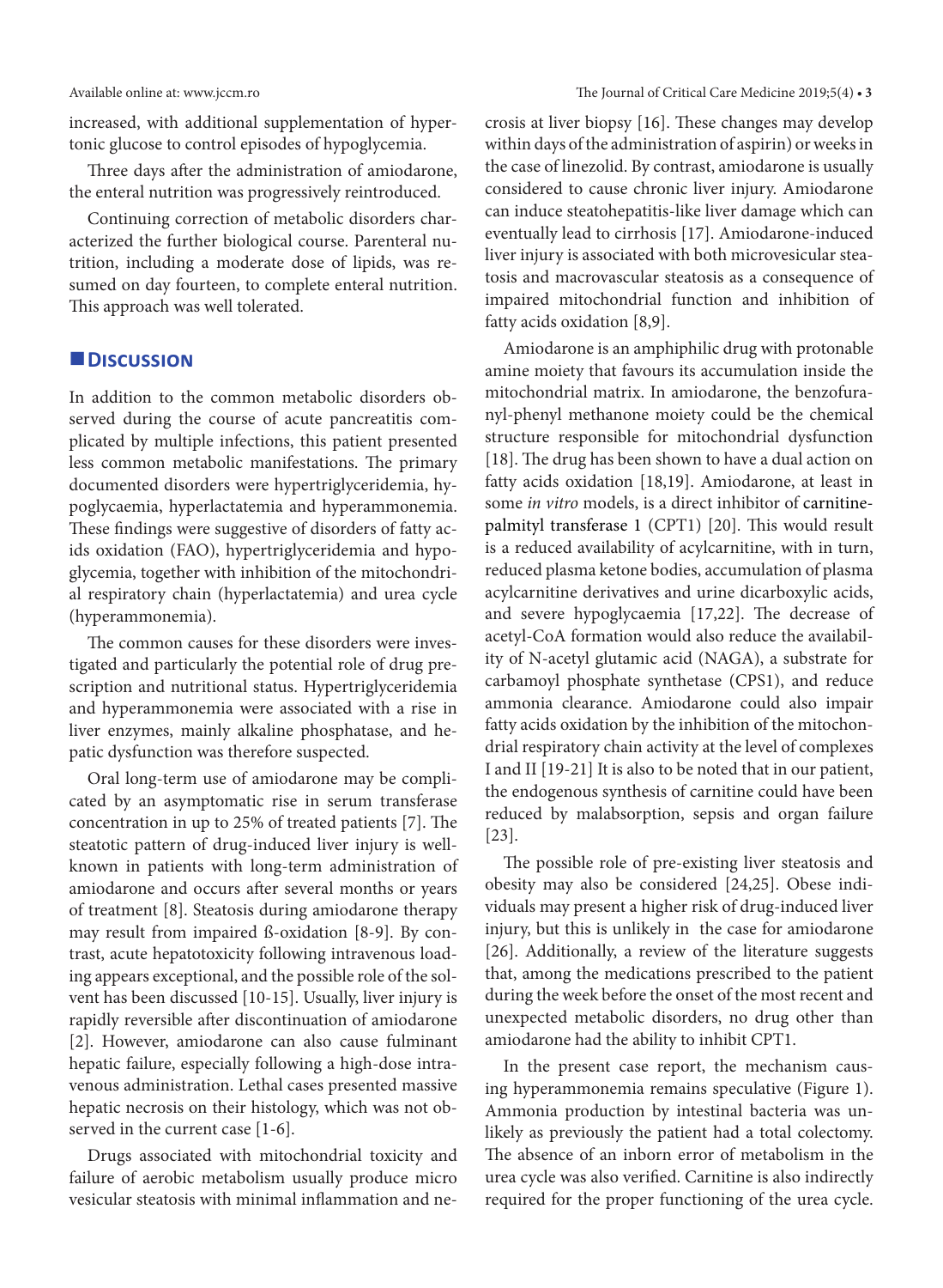increased, with additional supplementation of hypertonic glucose to control episodes of hypoglycemia.

Three days after the administration of amiodarone, the enteral nutrition was progressively reintroduced.

Continuing correction of metabolic disorders characterized the further biological course. Parenteral nutrition, including a moderate dose of lipids, was resumed on day fourteen, to complete enteral nutrition. This approach was well tolerated.

## Discussion

In addition to the common metabolic disorders observed during the course of acute pancreatitis complicated by multiple infections, this patient presented less common metabolic manifestations. The primary documented disorders were hypertriglyceridemia, hypoglycaemia, hyperlactatemia and hyperammonemia. These findings were suggestive of disorders of fatty acids oxidation (FAO), hypertriglyceridemia and hypoglycemia, together with inhibition of the mitochondrial respiratory chain (hyperlactatemia) and urea cycle (hyperammonemia).

The common causes for these disorders were investigated and particularly the potential role of drug prescription and nutritional status. Hypertriglyceridemia and hyperammonemia were associated with a rise in liver enzymes, mainly alkaline phosphatase, and hepatic dysfunction was therefore suspected.

Oral long-term use of amiodarone may be complicated by an asymptomatic rise in serum transferase concentration in up to 25% of treated patients [7]. The steatotic pattern of drug-induced liver injury is well-known in patients with long-term administration of amiodarone and occurs after several months or years of treatment [8]. Steatosis during amiodarone therapy may result from impaired ß-oxidation [8-9]. By contrast, acute hepatotoxicity following intravenous loading appears exceptional, and the possible role of the solvent has been discussed [10-15]. Usually, liver injury is rapidly reversible after discontinuation of amiodarone [2]. However, amiodarone can also cause fulminant hepatic failure, especially following a high-dose intravenous administration. Lethal cases presented massive hepatic necrosis on their histology, which was not observed in the current case [1-6].

Drugs associated with mitochondrial toxicity and failure of aerobic metabolism usually produce micro vesicular steatosis with minimal inflammation and necrosis at liver biopsy [16]. These changes may develop within days of the administration of aspirin) or weeks in the case of linezolid. By contrast, amiodarone is usually considered to cause chronic liver injury. Amiodarone can induce steatohepatitis-like liver damage which can eventually lead to cirrhosis [17]. Amiodarone-induced liver injury is associated with both microvesicular steatosis and macrovascular steatosis as a consequence of impaired mitochondrial function and inhibition of fatty acids oxidation [8,9].

Amiodarone is an amphiphilic drug with protonable amine moiety that favours its accumulation inside the mitochondrial matrix. In amiodarone, the benzofuranyl-phenyl methanone moiety could be the chemical structure responsible for mitochondrial dysfunction [18]. The drug has been shown to have a dual action on fatty acids oxidation [18,19]. Amiodarone, at least in some *in vitro* models, is a direct inhibitor of carnitine-palmityl transferase 1 (CPT1) [20]. This would result is a reduced availability of acylcarnitine, with in turn, reduced plasma ketone bodies, accumulation of plasma acylcarnitine derivatives and urine dicarboxylic acids, and severe hypoglycaemia [17,22]. The decrease of acetyl-CoA formation would also reduce the availability of N-acetyl glutamic acid (NAGA), a substrate for carbamoyl phosphate synthetase (CPS1), and reduce ammonia clearance. Amiodarone could also impair fatty acids oxidation by the inhibition of the mitochondrial respiratory chain activity at the level of complexes I and II [19-21] It is also to be noted that in our patient, the endogenous synthesis of carnitine could have been reduced by malabsorption, sepsis and organ failure [23].

The possible role of pre-existing liver steatosis and obesity may also be considered [24,25]. Obese individuals may present a higher risk of drug-induced liver injury, but this is unlikely in the case for amiodarone [26]. Additionally, a review of the literature suggests that, among the medications prescribed to the patient during the week before the onset of the most recent and unexpected metabolic disorders, no drug other than amiodarone had the ability to inhibit CPT1.

In the present case report, the mechanism causing hyperammonemia remains speculative (Figure 1). Ammonia production by intestinal bacteria was unlikely as previously the patient had a total colectomy. The absence of an inborn error of metabolism in the urea cycle was also verified. Carnitine is also indirectly required for the proper functioning of the urea cycle.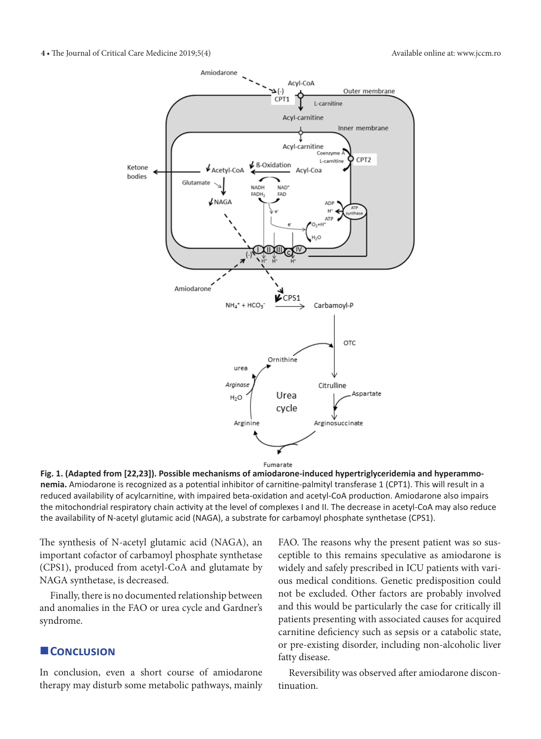**Fig. 1. (Adapted from [22,23]). Possible mechanisms of amiodarone-induced hypertriglyceridemia and hyperammonemia.** Amiodarone is recognized as a potential inhibitor of carnitine-palmityl transferase 1 (CPT1). This will result in a reduced availability of acylcarnitine, with impaired beta-oxidation and acetyl-CoA production. Amiodarone also impairs the mitochondrial respiratory chain activity at the level of complexes I and II. The decrease in acetyl-CoA may also reduce the availability of N-acetyl glutamic acid (NAGA), a substrate for carbamoyl phosphate synthetase (CPS1).

The synthesis of N-acetyl glutamic acid (NAGA), an important cofactor of carbamoyl phosphate synthetase (CPS1), produced from acetyl-CoA and glutamate by NAGA synthetase, is decreased.

Finally, there is no documented relationship between and anomalies in the FAO or urea cycle and Gardner's syndrome.

## Conclusion

In conclusion, even a short course of amiodarone therapy may disturb some metabolic pathways, mainly FAO. The reasons why the present patient was so susceptible to this remains speculative as amiodarone is widely and safely prescribed in ICU patients with various medical conditions. Genetic predisposition could not be excluded. Other factors are probably involved and this would be particularly the case for critically ill patients presenting with associated causes for acquired carnitine deficiency such as sepsis or a catabolic state, or pre-existing disorder, including non-alcoholic liver fatty disease.

Reversibility was observed after amiodarone discontinuation.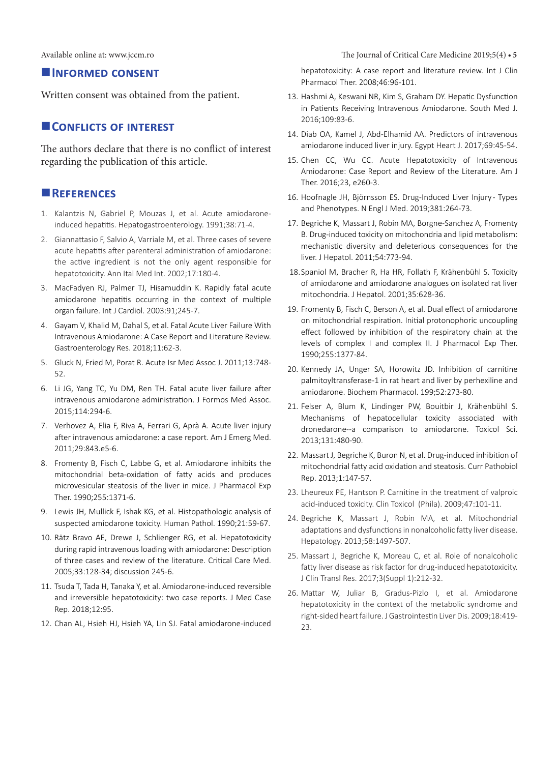## Informed consent

Written consent was obtained from the patient.

## Conflicts of interest

The authors declare that there is no conflict of interest regarding the publication of this article.

## References

1. Kalantzis N, Gabriel P, Mouzas J, et al. Acute amiodarone-induced hepatitis. Hepatogastroenterology. 1991;38:71-4.
2. Giannattasio F, Salvio A, Varriale M, et al. Three cases of severe acute hepatitis after parenteral administration of amiodarone: the active ingredient is not the only agent responsible for hepatotoxicity. Ann Ital Med Int. 2002;17:180-4.
3. MacFadyen RJ, Palmer TJ, Hisamuddin K. Rapidly fatal acute amiodarone hepatitis occurring in the context of multiple organ failure. Int J Cardiol. 2003:91;245-7.
4. Gayam V, Khalid M, Dahal S, et al. Fatal Acute Liver Failure With Intravenous Amiodarone: A Case Report and Literature Review. Gastroenterology Res. 2018;11:62-3.
5. Gluck N, Fried M, Porat R. Acute Isr Med Assoc J. 2011;13:748-52.
6. Li JG, Yang TC, Yu DM, Ren TH. Fatal acute liver failure after intravenous amiodarone administration. J Formos Med Assoc. 2015;114:294-6.
7. Verhovez A, Elia F, Riva A, Ferrari G, Aprà A. Acute liver injury after intravenous amiodarone: a case report. Am J Emerg Med. 2011;29:843.e5-6.
8. Fromenty B, Fisch C, Labbe G, et al. Amiodarone inhibits the mitochondrial beta-oxidation of fatty acids and produces microvesicular steatosis of the liver in mice. J Pharmacol Exp Ther. 1990;255:1371-6.
9. Lewis JH, Mullick F, Ishak KG, et al. Histopathologic analysis of suspected amiodarone toxicity. Human Pathol. 1990;21:59-67.
10. Rätz Bravo AE, Drewe J, Schlienger RG, et al. Hepatotoxicity during rapid intravenous loading with amiodarone: Description of three cases and review of the literature. Critical Care Med. 2005;33:128-34; discussion 245-6.
11. Tsuda T, Tada H, Tanaka Y, et al. Amiodarone-induced reversible and irreversible hepatotoxicity: two case reports. J Med Case Rep. 2018;12:95.
12. Chan AL, Hsieh HJ, Hsieh YA, Lin SJ. Fatal amiodarone-induced hepatotoxicity: A case report and literature review. Int J Clin Pharmacol Ther. 2008;46:96-101.
13. Hashmi A, Keswani NR, Kim S, Graham DY. Hepatic Dysfunction in Patients Receiving Intravenous Amiodarone. South Med J. 2016;109:83-6.
14. Diab OA, Kamel J, Abd-Elhamid AA. Predictors of intravenous amiodarone induced liver injury. Egypt Heart J. 2017;69:45-54.
15. Chen CC, Wu CC. Acute Hepatotoxicity of Intravenous Amiodarone: Case Report and Review of the Literature. Am J Ther. 2016;23, e260-3.
16. Hoofnagle JH, Björnsson ES. Drug-Induced Liver Injury - Types and Phenotypes. N Engl J Med. 2019;381:264-73.
17. Begriche K, Massart J, Robin MA, Borgne-Sanchez A, Fromenty B. Drug-induced toxicity on mitochondria and lipid metabolism: mechanistic diversity and deleterious consequences for the liver. J Hepatol. 2011;54:773-94.
18. Spaniol M, Bracher R, Ha HR, Follath F, Krähenbühl S. Toxicity of amiodarone and amiodarone analogues on isolated rat liver mitochondria. J Hepatol. 2001;35:628-36.
19. Fromenty B, Fisch C, Berson A, et al. Dual effect of amiodarone on mitochondrial respiration. Initial protonophoric uncoupling effect followed by inhibition of the respiratory chain at the levels of complex I and complex II. J Pharmacol Exp Ther. 1990;255:1377-84.
20. Kennedy JA, Unger SA, Horowitz JD. Inhibition of carnitine palmitoyltransferase-1 in rat heart and liver by perhexiline and amiodarone. Biochem Pharmacol. 199;52:273-80.
21. Felser A, Blum K, Lindinger PW, Bouitbir J, Krähenbühl S. Mechanisms of hepatocellular toxicity associated with dronedarone--a comparison to amiodarone. Toxicol Sci. 2013;131:480-90.
22. Massart J, Begriche K, Buron N, et al. Drug-induced inhibition of mitochondrial fatty acid oxidation and steatosis. Curr Pathobiol Rep. 2013;1:147-57.
23. Lheureux PE, Hantson P. Carnitine in the treatment of valproic acid-induced toxicity. Clin Toxicol (Phila). 2009;47:101-11.
24. Begriche K, Massart J, Robin MA, et al. Mitochondrial adaptations and dysfunctions in nonalcoholic fatty liver disease. Hepatology. 2013;58:1497-507.
25. Massart J, Begriche K, Moreau C, et al. Role of nonalcoholic fatty liver disease as risk factor for drug-induced hepatotoxicity. J Clin Transl Res. 2017;3(Suppl 1):212-32.
26. Mattar W, Juliar B, Gradus-Pizlo I, et al. Amiodarone hepatotoxicity in the context of the metabolic syndrome and right-sided heart failure. J Gastrointestin Liver Dis. 2009;18:419-23.